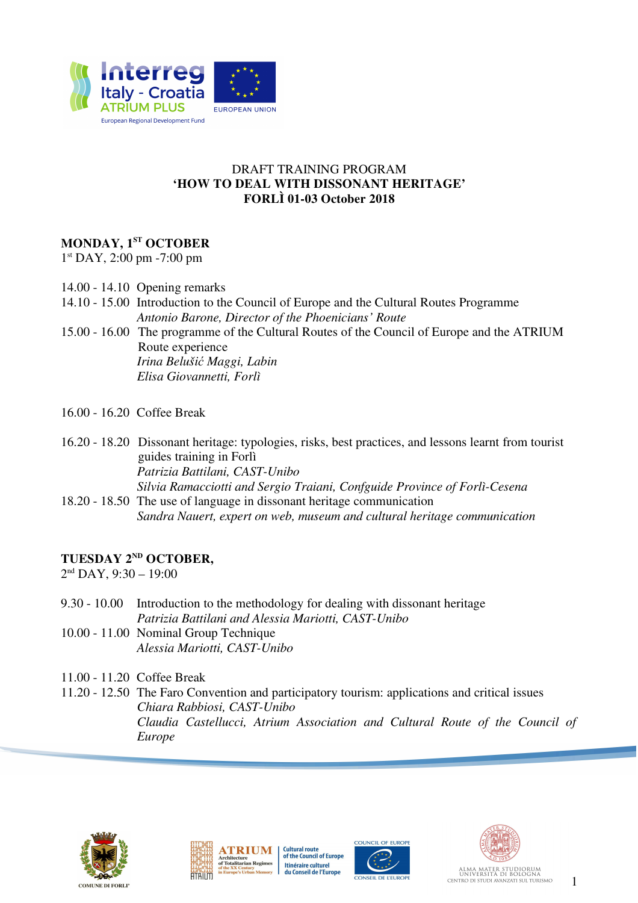DRAFT TRAINING PROGRAM
**'HOW TO DEAL WITH DISSONANT HERITAGE'**
**FORLÌ 01-03 October 2018**

## MONDAY, 1ST OCTOBER

1st DAY, 2:00 pm -7:00 pm

14.00 - 14.10 Opening remarks

14.10 - 15.00 Introduction to the Council of Europe and the Cultural Routes Programme
*Antonio Barone, Director of the Phoenicians' Route*

15.00 - 16.00 The programme of the Cultural Routes of the Council of Europe and the ATRIUM Route experience
*Irina Belušić Maggi, Labin*
*Elisa Giovannetti, Forlì*

16.00 - 16.20 Coffee Break

16.20 - 18.20 Dissonant heritage: typologies, risks, best practices, and lessons learnt from tourist guides training in Forlì
*Patrizia Battilani, CAST-Unibo*
*Silvia Ramacciotti and Sergio Traiani, Confguide Province of Forlì-Cesena*

18.20 - 18.50 The use of language in dissonant heritage communication
*Sandra Nauert, expert on web, museum and cultural heritage communication*

## TUESDAY 2ND OCTOBER,

2nd DAY, 9:30 – 19:00

9.30 - 10.00 Introduction to the methodology for dealing with dissonant heritage
*Patrizia Battilani and Alessia Mariotti, CAST-Unibo*

10.00 - 11.00 Nominal Group Technique
*Alessia Mariotti, CAST-Unibo*

11.00 - 11.20 Coffee Break

11.20 - 12.50 The Faro Convention and participatory tourism: applications and critical issues
*Chiara Rabbiosi, CAST-Unibo*
*Claudia Castellucci, Atrium Association and Cultural Route of the Council of Europe*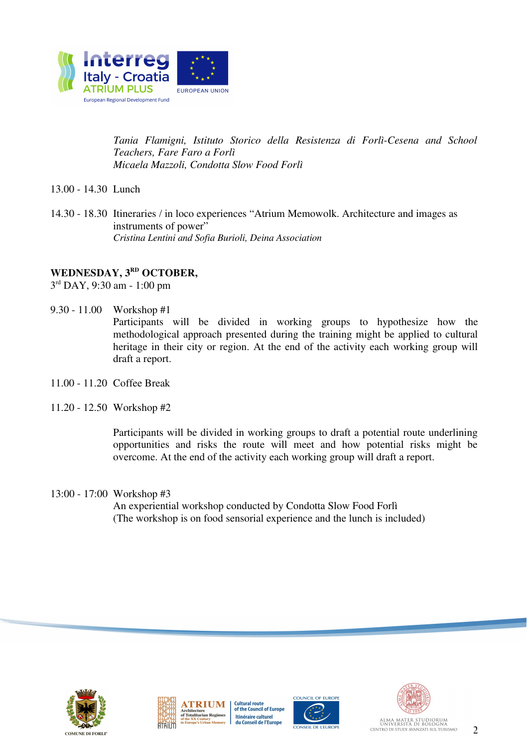*Tania Flamigni, Istituto Storico della Resistenza di Forlì-Cesena and School Teachers, Fare Faro a Forlì*
*Micaela Mazzoli, Condotta Slow Food Forlì*

13.00 - 14.30 Lunch

14.30 - 18.30 Itineraries / in loco experiences "Atrium Memowolk. Architecture and images as instruments of power"
*Cristina Lentini and Sofia Burioli, Deina Association*

**WEDNESDAY, 3RD OCTOBER,**
3rd DAY, 9:30 am - 1:00 pm

9.30 - 11.00 Workshop #1
Participants will be divided in working groups to hypothesize how the methodological approach presented during the training might be applied to cultural heritage in their city or region. At the end of the activity each working group will draft a report.

11.00 - 11.20 Coffee Break

11.20 - 12.50 Workshop #2

Participants will be divided in working groups to draft a potential route underlining opportunities and risks the route will meet and how potential risks might be overcome. At the end of the activity each working group will draft a report.

13:00 - 17:00 Workshop #3
An experiential workshop conducted by Condotta Slow Food Forlì
(The workshop is on food sensorial experience and the lunch is included)